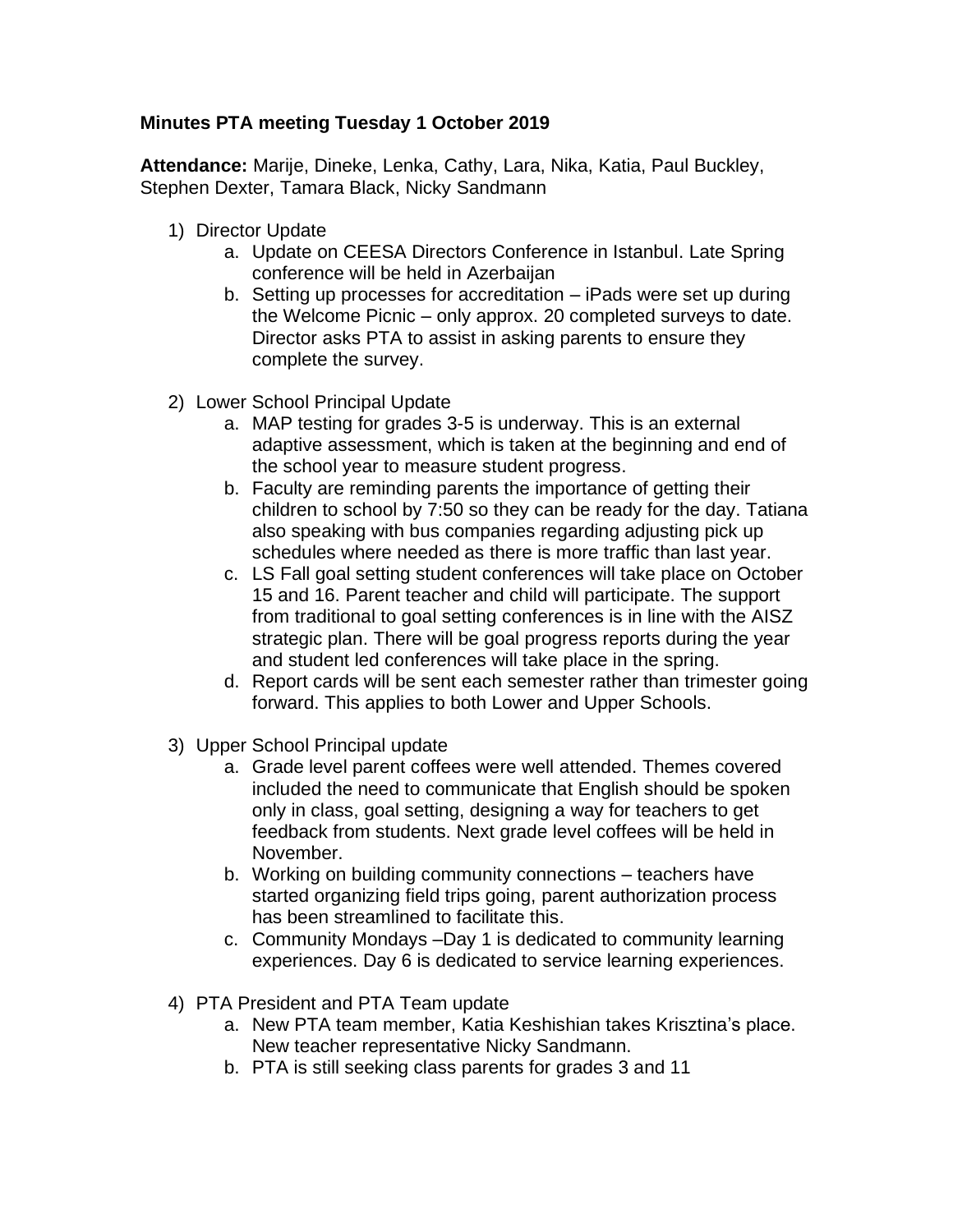**Minutes PTA meeting Tuesday 1 October 2019**

**Attendance:** Marije, Dineke, Lenka, Cathy, Lara, Nika, Katia, Paul Buckley, Stephen Dexter, Tamara Black, Nicky Sandmann

1) Director Update
    a. Update on CEESA Directors Conference in Istanbul. Late Spring conference will be held in Azerbaijan
    b. Setting up processes for accreditation – iPads were set up during the Welcome Picnic – only approx. 20 completed surveys to date. Director asks PTA to assist in asking parents to ensure they complete the survey.

2) Lower School Principal Update
    a. MAP testing for grades 3-5 is underway. This is an external adaptive assessment, which is taken at the beginning and end of the school year to measure student progress.
    b. Faculty are reminding parents the importance of getting their children to school by 7:50 so they can be ready for the day. Tatiana also speaking with bus companies regarding adjusting pick up schedules where needed as there is more traffic than last year.
    c. LS Fall goal setting student conferences will take place on October 15 and 16. Parent teacher and child will participate. The support from traditional to goal setting conferences is in line with the AISZ strategic plan. There will be goal progress reports during the year and student led conferences will take place in the spring.
    d. Report cards will be sent each semester rather than trimester going forward. This applies to both Lower and Upper Schools.

3) Upper School Principal update
    a. Grade level parent coffees were well attended. Themes covered included the need to communicate that English should be spoken only in class, goal setting, designing a way for teachers to get feedback from students. Next grade level coffees will be held in November.
    b. Working on building community connections – teachers have started organizing field trips going, parent authorization process has been streamlined to facilitate this.
    c. Community Mondays –Day 1 is dedicated to community learning experiences. Day 6 is dedicated to service learning experiences.

4) PTA President and PTA Team update
    a. New PTA team member, Katia Keshishian takes Krisztina's place. New teacher representative Nicky Sandmann.
    b. PTA is still seeking class parents for grades 3 and 11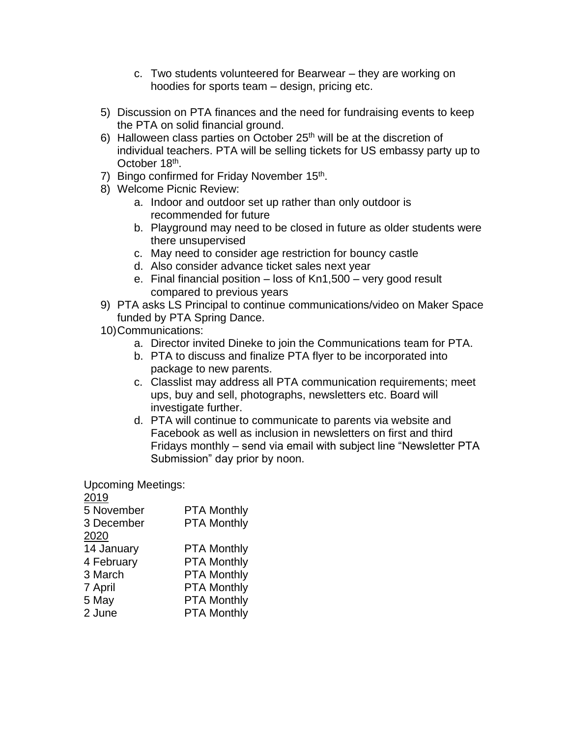c. Two students volunteered for Bearwear – they are working on hoodies for sports team – design, pricing etc.

5) Discussion on PTA finances and the need for fundraising events to keep the PTA on solid financial ground.
6) Halloween class parties on October 25th will be at the discretion of individual teachers. PTA will be selling tickets for US embassy party up to October 18th.
7) Bingo confirmed for Friday November 15th.
8) Welcome Picnic Review:
   a. Indoor and outdoor set up rather than only outdoor is recommended for future
   b. Playground may need to be closed in future as older students were there unsupervised
   c. May need to consider age restriction for bouncy castle
   d. Also consider advance ticket sales next year
   e. Final financial position – loss of Kn1,500 – very good result compared to previous years
9) PTA asks LS Principal to continue communications/video on Maker Space funded by PTA Spring Dance.
10) Communications:
   a. Director invited Dineke to join the Communications team for PTA.
   b. PTA to discuss and finalize PTA flyer to be incorporated into package to new parents.
   c. Classlist may address all PTA communication requirements; meet ups, buy and sell, photographs, newsletters etc. Board will investigate further.
   d. PTA will continue to communicate to parents via website and Facebook as well as inclusion in newsletters on first and third Fridays monthly – send via email with subject line "Newsletter PTA Submission" day prior by noon.

Upcoming Meetings:

| | |
|---|---|
| 2019 | |
| 5 November | PTA Monthly |
| 3 December | PTA Monthly |
| 2020 | |
| 14 January | PTA Monthly |
| 4 February | PTA Monthly |
| 3 March | PTA Monthly |
| 7 April | PTA Monthly |
| 5 May | PTA Monthly |
| 2 June | PTA Monthly |